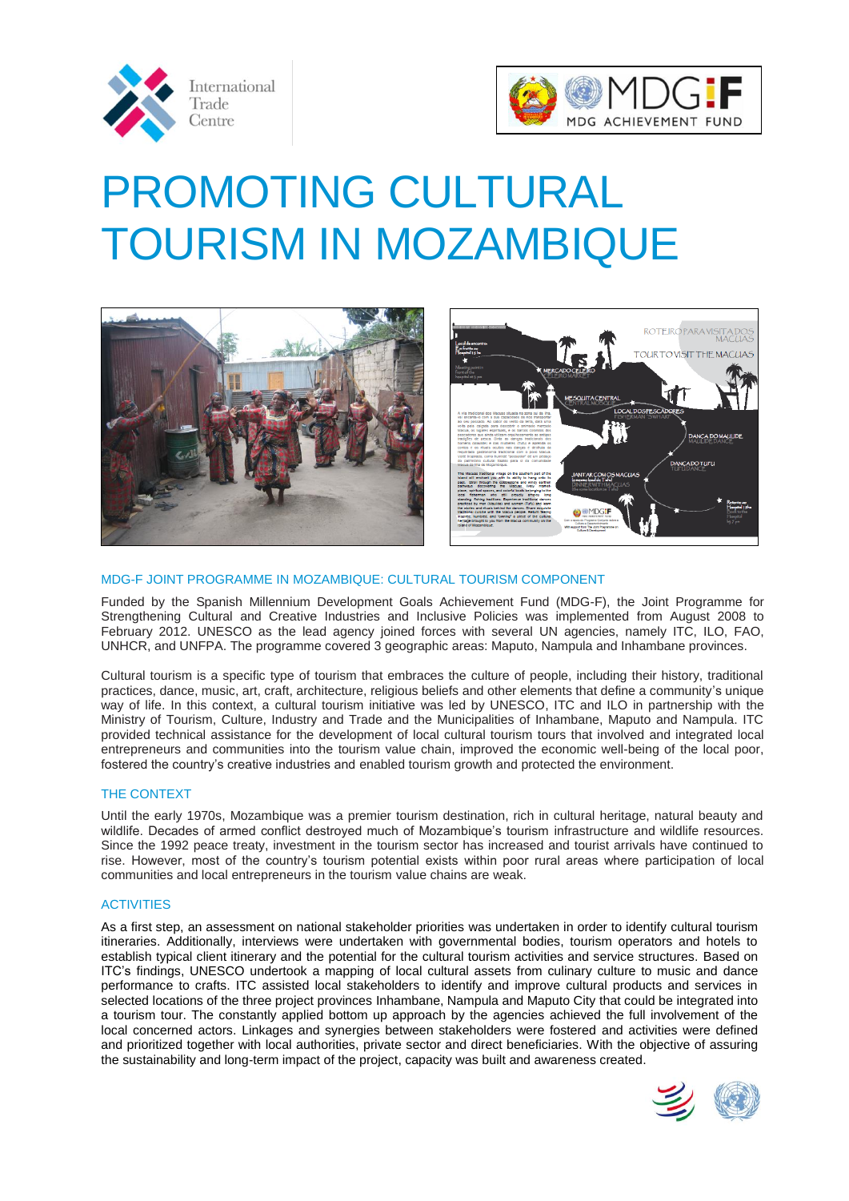# PROMOTING CULTURAL TOURISM IN MOZAMBIQUE

## MDG-F JOINT PROGRAMME IN MOZAMBIQUE: CULTURAL TOURISM COMPONENT

Funded by the Spanish Millennium Development Goals Achievement Fund (MDG-F), the Joint Programme for Strengthening Cultural and Creative Industries and Inclusive Policies was implemented from August 2008 to February 2012. UNESCO as the lead agency joined forces with several UN agencies, namely ITC, ILO, FAO, UNHCR, and UNFPA. The programme covered 3 geographic areas: Maputo, Nampula and Inhambane provinces.

Cultural tourism is a specific type of tourism that embraces the culture of people, including their history, traditional practices, dance, music, art, craft, architecture, religious beliefs and other elements that define a community's unique way of life. In this context, a cultural tourism initiative was led by UNESCO, ITC and ILO in partnership with the Ministry of Tourism, Culture, Industry and Trade and the Municipalities of Inhambane, Maputo and Nampula. ITC provided technical assistance for the development of local cultural tourism tours that involved and integrated local entrepreneurs and communities into the tourism value chain, improved the economic well-being of the local poor, fostered the country's creative industries and enabled tourism growth and protected the environment.

## THE CONTEXT

Until the early 1970s, Mozambique was a premier tourism destination, rich in cultural heritage, natural beauty and wildlife. Decades of armed conflict destroyed much of Mozambique's tourism infrastructure and wildlife resources. Since the 1992 peace treaty, investment in the tourism sector has increased and tourist arrivals have continued to rise. However, most of the country's tourism potential exists within poor rural areas where participation of local communities and local entrepreneurs in the tourism value chains are weak.

## ACTIVITIES

As a first step, an assessment on national stakeholder priorities was undertaken in order to identify cultural tourism itineraries. Additionally, interviews were undertaken with governmental bodies, tourism operators and hotels to establish typical client itinerary and the potential for the cultural tourism activities and service structures. Based on ITC's findings, UNESCO undertook a mapping of local cultural assets from culinary culture to music and dance performance to crafts. ITC assisted local stakeholders to identify and improve cultural products and services in selected locations of the three project provinces Inhambane, Nampula and Maputo City that could be integrated into a tourism tour. The constantly applied bottom up approach by the agencies achieved the full involvement of the local concerned actors. Linkages and synergies between stakeholders were fostered and activities were defined and prioritized together with local authorities, private sector and direct beneficiaries. With the objective of assuring the sustainability and long-term impact of the project, capacity was built and awareness created.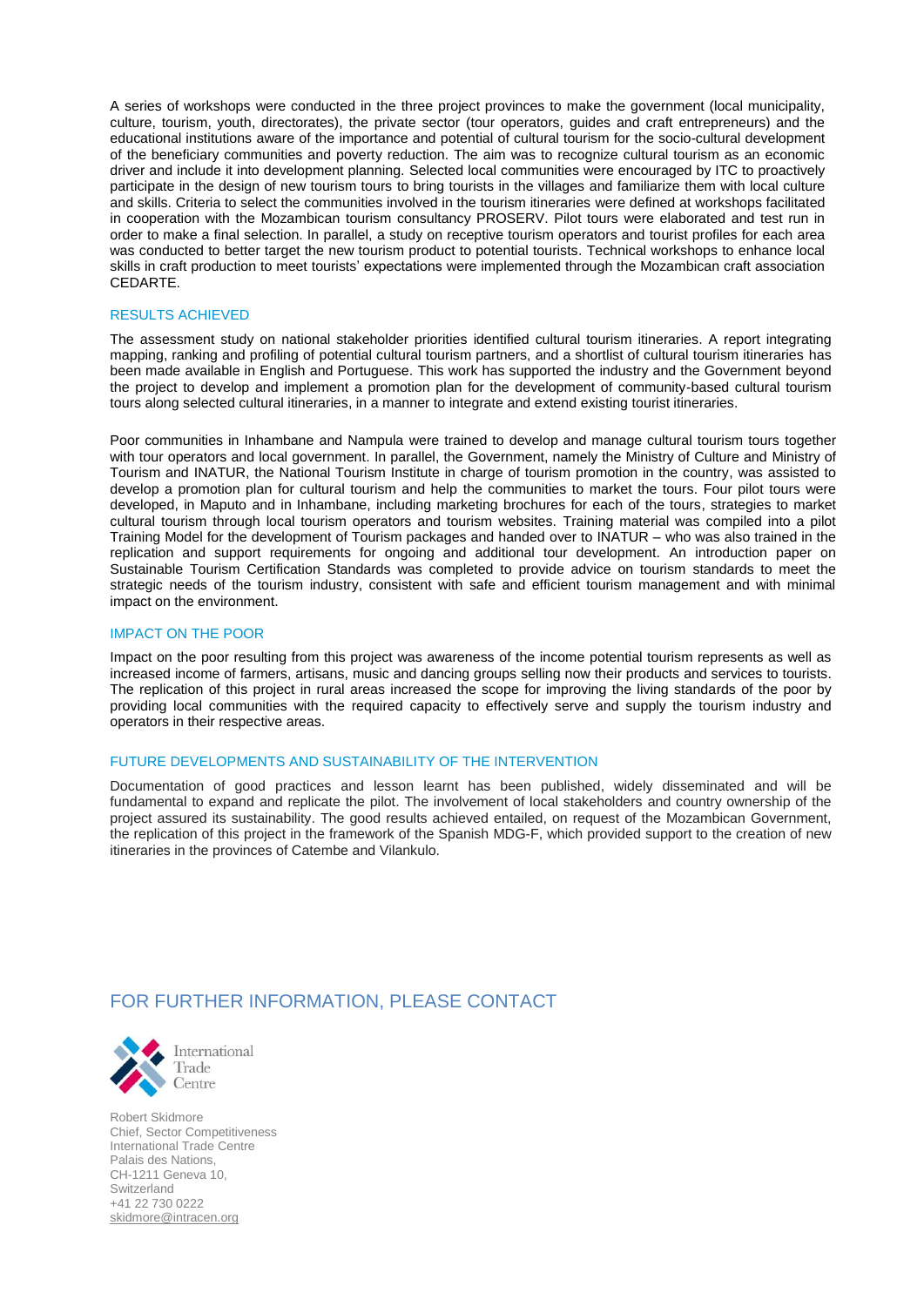A series of workshops were conducted in the three project provinces to make the government (local municipality, culture, tourism, youth, directorates), the private sector (tour operators, guides and craft entrepreneurs) and the educational institutions aware of the importance and potential of cultural tourism for the socio-cultural development of the beneficiary communities and poverty reduction. The aim was to recognize cultural tourism as an economic driver and include it into development planning. Selected local communities were encouraged by ITC to proactively participate in the design of new tourism tours to bring tourists in the villages and familiarize them with local culture and skills. Criteria to select the communities involved in the tourism itineraries were defined at workshops facilitated in cooperation with the Mozambican tourism consultancy PROSERV. Pilot tours were elaborated and test run in order to make a final selection. In parallel, a study on receptive tourism operators and tourist profiles for each area was conducted to better target the new tourism product to potential tourists. Technical workshops to enhance local skills in craft production to meet tourists' expectations were implemented through the Mozambican craft association CEDARTE.

## RESULTS ACHIEVED

The assessment study on national stakeholder priorities identified cultural tourism itineraries. A report integrating mapping, ranking and profiling of potential cultural tourism partners, and a shortlist of cultural tourism itineraries has been made available in English and Portuguese. This work has supported the industry and the Government beyond the project to develop and implement a promotion plan for the development of community-based cultural tourism tours along selected cultural itineraries, in a manner to integrate and extend existing tourist itineraries.

Poor communities in Inhambane and Nampula were trained to develop and manage cultural tourism tours together with tour operators and local government. In parallel, the Government, namely the Ministry of Culture and Ministry of Tourism and INATUR, the National Tourism Institute in charge of tourism promotion in the country, was assisted to develop a promotion plan for cultural tourism and help the communities to market the tours. Four pilot tours were developed, in Maputo and in Inhambane, including marketing brochures for each of the tours, strategies to market cultural tourism through local tourism operators and tourism websites. Training material was compiled into a pilot Training Model for the development of Tourism packages and handed over to INATUR – who was also trained in the replication and support requirements for ongoing and additional tour development. An introduction paper on Sustainable Tourism Certification Standards was completed to provide advice on tourism standards to meet the strategic needs of the tourism industry, consistent with safe and efficient tourism management and with minimal impact on the environment.

## IMPACT ON THE POOR

Impact on the poor resulting from this project was awareness of the income potential tourism represents as well as increased income of farmers, artisans, music and dancing groups selling now their products and services to tourists. The replication of this project in rural areas increased the scope for improving the living standards of the poor by providing local communities with the required capacity to effectively serve and supply the tourism industry and operators in their respective areas.

## FUTURE DEVELOPMENTS AND SUSTAINABILITY OF THE INTERVENTION

Documentation of good practices and lesson learnt has been published, widely disseminated and will be fundamental to expand and replicate the pilot. The involvement of local stakeholders and country ownership of the project assured its sustainability. The good results achieved entailed, on request of the Mozambican Government, the replication of this project in the framework of the Spanish MDG-F, which provided support to the creation of new itineraries in the provinces of Catembe and Vilankulo.

# FOR FURTHER INFORMATION, PLEASE CONTACT

International Trade Centre

Robert Skidmore
Chief, Sector Competitiveness
International Trade Centre
Palais des Nations,
CH-1211 Geneva 10,
Switzerland
+41 22 730 0222
skidmore@intracen.org